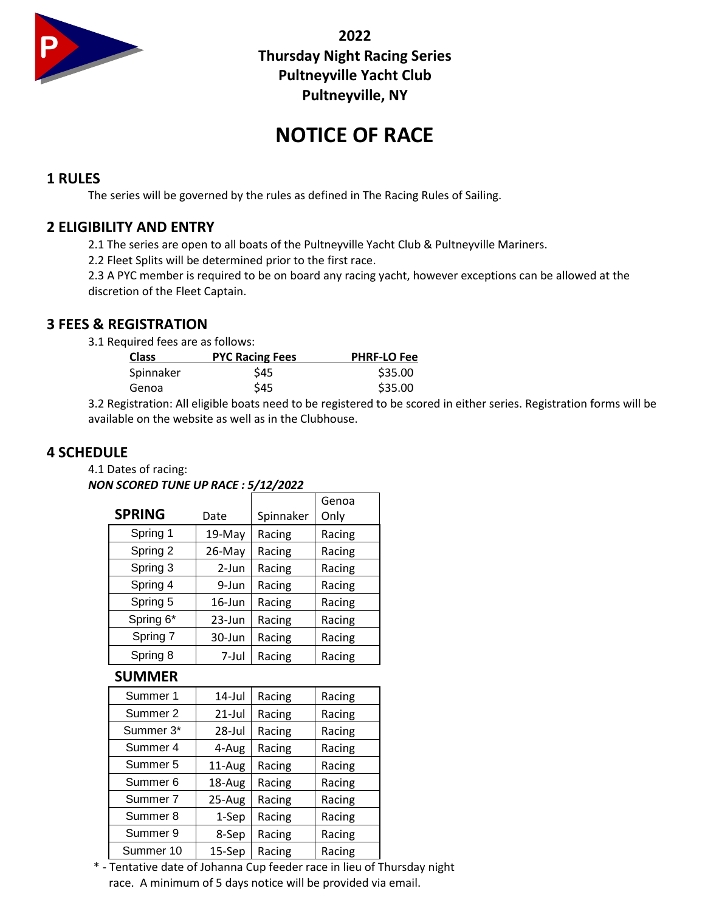**2022**
**Thursday Night Racing Series**
**Pultneyville Yacht Club**
**Pultneyville, NY**

# NOTICE OF RACE

## 1 RULES

The series will be governed by the rules as defined in The Racing Rules of Sailing.

## 2 ELIGIBILITY AND ENTRY

2.1 The series are open to all boats of the Pultneyville Yacht Club & Pultneyville Mariners.

2.2 Fleet Splits will be determined prior to the first race.

2.3 A PYC member is required to be on board any racing yacht, however exceptions can be allowed at the discretion of the Fleet Captain.

## 3 FEES & REGISTRATION

3.1 Required fees are as follows:

| Class | PYC Racing Fees | PHRF-LO Fee |
|---|---|---|
| Spinnaker | $45 | $35.00 |
| Genoa | $45 | $35.00 |

3.2 Registration: All eligible boats need to be registered to be scored in either series. Registration forms will be available on the website as well as in the Clubhouse.

## 4 SCHEDULE

4.1 Dates of racing:

***NON SCORED TUNE UP RACE : 5/12/2022***

| SPRING | Date | Spinnaker | Genoa Only |
|---|---|---|---|
| Spring 1 | 19-May | Racing | Racing |
| Spring 2 | 26-May | Racing | Racing |
| Spring 3 | 2-Jun | Racing | Racing |
| Spring 4 | 9-Jun | Racing | Racing |
| Spring 5 | 16-Jun | Racing | Racing |
| Spring 6* | 23-Jun | Racing | Racing |
| Spring 7 | 30-Jun | Racing | Racing |
| Spring 8 | 7-Jul | Racing | Racing |
| **SUMMER** | | | |
| Summer 1 | 14-Jul | Racing | Racing |
| Summer 2 | 21-Jul | Racing | Racing |
| Summer 3* | 28-Jul | Racing | Racing |
| Summer 4 | 4-Aug | Racing | Racing |
| Summer 5 | 11-Aug | Racing | Racing |
| Summer 6 | 18-Aug | Racing | Racing |
| Summer 7 | 25-Aug | Racing | Racing |
| Summer 8 | 1-Sep | Racing | Racing |
| Summer 9 | 8-Sep | Racing | Racing |
| Summer 10 | 15-Sep | Racing | Racing |

* - Tentative date of Johanna Cup feeder race in lieu of Thursday night race. A minimum of 5 days notice will be provided via email.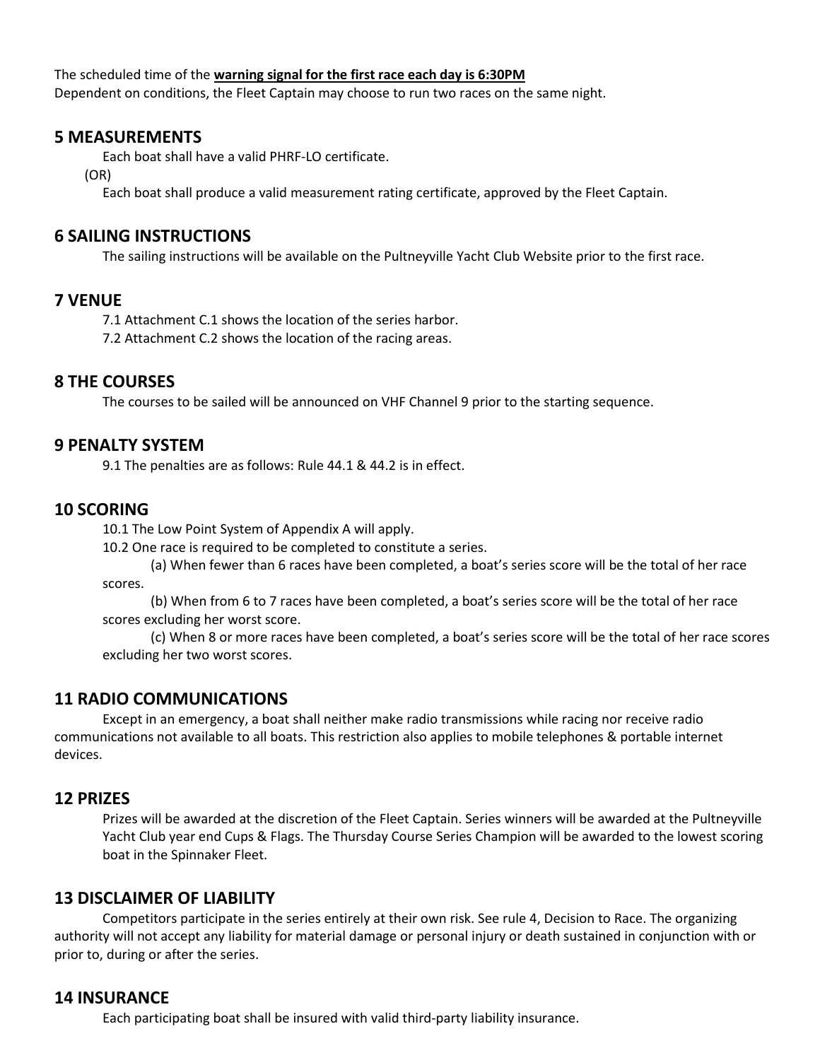The scheduled time of the **warning signal for the first race each day is 6:30PM**
Dependent on conditions, the Fleet Captain may choose to run two races on the same night.

## 5 MEASUREMENTS

Each boat shall have a valid PHRF-LO certificate.

(OR)

Each boat shall produce a valid measurement rating certificate, approved by the Fleet Captain.

## 6 SAILING INSTRUCTIONS

The sailing instructions will be available on the Pultneyville Yacht Club Website prior to the first race.

## 7 VENUE

7.1 Attachment C.1 shows the location of the series harbor.

7.2 Attachment C.2 shows the location of the racing areas.

## 8 THE COURSES

The courses to be sailed will be announced on VHF Channel 9 prior to the starting sequence.

## 9 PENALTY SYSTEM

9.1 The penalties are as follows: Rule 44.1 & 44.2 is in effect.

## 10 SCORING

10.1 The Low Point System of Appendix A will apply.

10.2 One race is required to be completed to constitute a series.

(a) When fewer than 6 races have been completed, a boat's series score will be the total of her race scores.

(b) When from 6 to 7 races have been completed, a boat's series score will be the total of her race scores excluding her worst score.

(c) When 8 or more races have been completed, a boat's series score will be the total of her race scores excluding her two worst scores.

## 11 RADIO COMMUNICATIONS

Except in an emergency, a boat shall neither make radio transmissions while racing nor receive radio communications not available to all boats. This restriction also applies to mobile telephones & portable internet devices.

## 12 PRIZES

Prizes will be awarded at the discretion of the Fleet Captain. Series winners will be awarded at the Pultneyville Yacht Club year end Cups & Flags. The Thursday Course Series Champion will be awarded to the lowest scoring boat in the Spinnaker Fleet.

## 13 DISCLAIMER OF LIABILITY

Competitors participate in the series entirely at their own risk. See rule 4, Decision to Race. The organizing authority will not accept any liability for material damage or personal injury or death sustained in conjunction with or prior to, during or after the series.

## 14 INSURANCE

Each participating boat shall be insured with valid third-party liability insurance.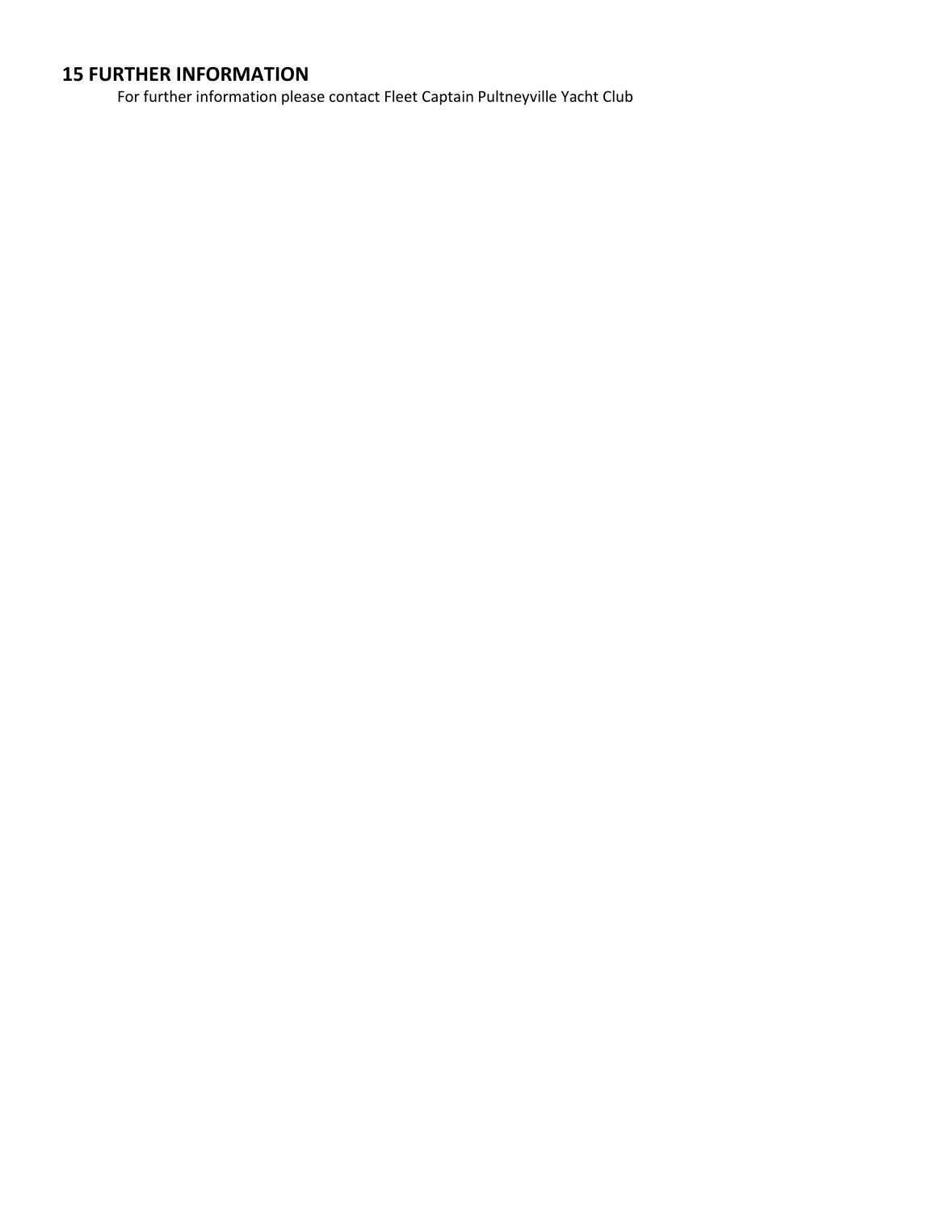## 15 FURTHER INFORMATION

For further information please contact Fleet Captain Pultneyville Yacht Club